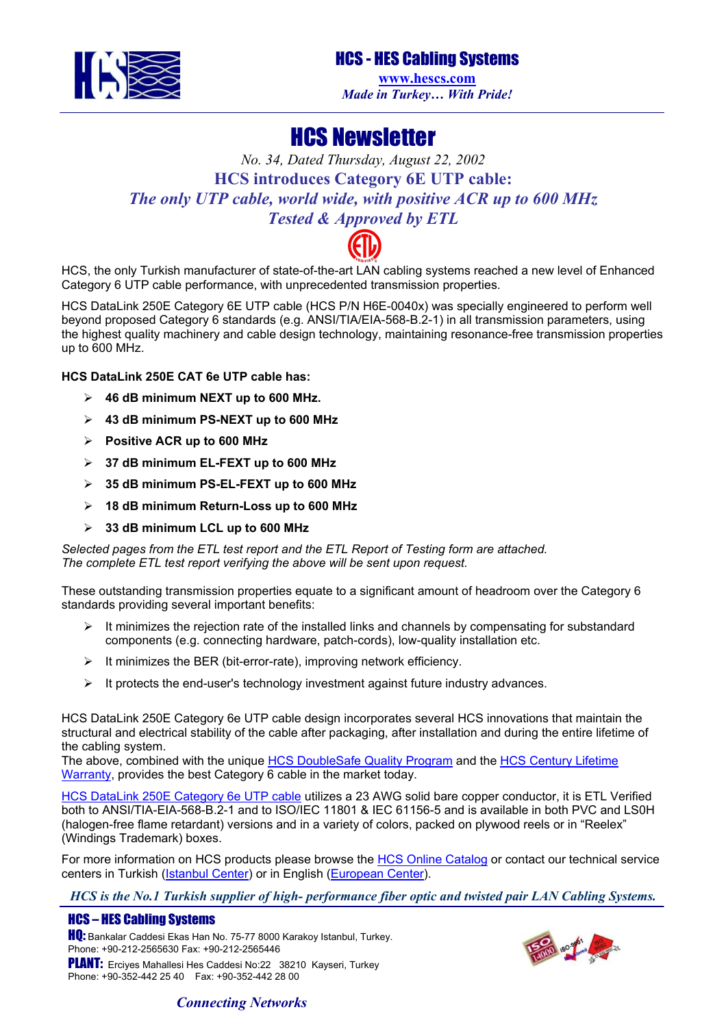**HCS - HES Cabling Systems**

www.hescs.com

*Made in Turkey… With Pride!*

# HCS Newsletter

*No. 34, Dated Thursday, August 22, 2002*

## HCS introduces Category 6E UTP cable:

## *The only UTP cable, world wide, with positive ACR up to 600 MHz*

## *Tested & Approved by ETL*

HCS, the only Turkish manufacturer of state-of-the-art LAN cabling systems reached a new level of Enhanced Category 6 UTP cable performance, with unprecedented transmission properties.

HCS DataLink 250E Category 6E UTP cable (HCS P/N H6E-0040x) was specially engineered to perform well beyond proposed Category 6 standards (e.g. ANSI/TIA/EIA-568-B.2-1) in all transmission parameters, using the highest quality machinery and cable design technology, maintaining resonance-free transmission properties up to 600 MHz.

**HCS DataLink 250E CAT 6e UTP cable has:**

- **46 dB minimum NEXT up to 600 MHz.**
- **43 dB minimum PS-NEXT up to 600 MHz**
- **Positive ACR up to 600 MHz**
- **37 dB minimum EL-FEXT up to 600 MHz**
- **35 dB minimum PS-EL-FEXT up to 600 MHz**
- **18 dB minimum Return-Loss up to 600 MHz**
- **33 dB minimum LCL up to 600 MHz**

*Selected pages from the ETL test report and the ETL Report of Testing form are attached.*
*The complete ETL test report verifying the above will be sent upon request.*

These outstanding transmission properties equate to a significant amount of headroom over the Category 6 standards providing several important benefits:

- It minimizes the rejection rate of the installed links and channels by compensating for substandard components (e.g. connecting hardware, patch-cords), low-quality installation etc.
- It minimizes the BER (bit-error-rate), improving network efficiency.
- It protects the end-user's technology investment against future industry advances.

HCS DataLink 250E Category 6e UTP cable design incorporates several HCS innovations that maintain the structural and electrical stability of the cable after packaging, after installation and during the entire lifetime of the cabling system.
The above, combined with the unique HCS DoubleSafe Quality Program and the HCS Century Lifetime Warranty, provides the best Category 6 cable in the market today.

HCS DataLink 250E Category 6e UTP cable utilizes a 23 AWG solid bare copper conductor, it is ETL Verified both to ANSI/TIA-EIA-568-B.2-1 and to ISO/IEC 11801 & IEC 61156-5 and is available in both PVC and LS0H (halogen-free flame retardant) versions and in a variety of colors, packed on plywood reels or in "Reelex" (Windings Trademark) boxes.

For more information on HCS products please browse the HCS Online Catalog or contact our technical service centers in Turkish (Istanbul Center) or in English (European Center).

*HCS is the No.1 Turkish supplier of high- performance fiber optic and twisted pair LAN Cabling Systems.*

**HCS – HES Cabling Systems**

**HQ:** Bankalar Caddesi Ekas Han No. 75-77 8000 Karakoy Istanbul, Turkey.
Phone: +90-212-2565630 Fax: +90-212-2565446

**PLANT:** Erciyes Mahallesi Hes Caddesi No:22 38210 Kayseri, Turkey
Phone: +90-352-442 25 40 Fax: +90-352-442 28 00

*Connecting Networks*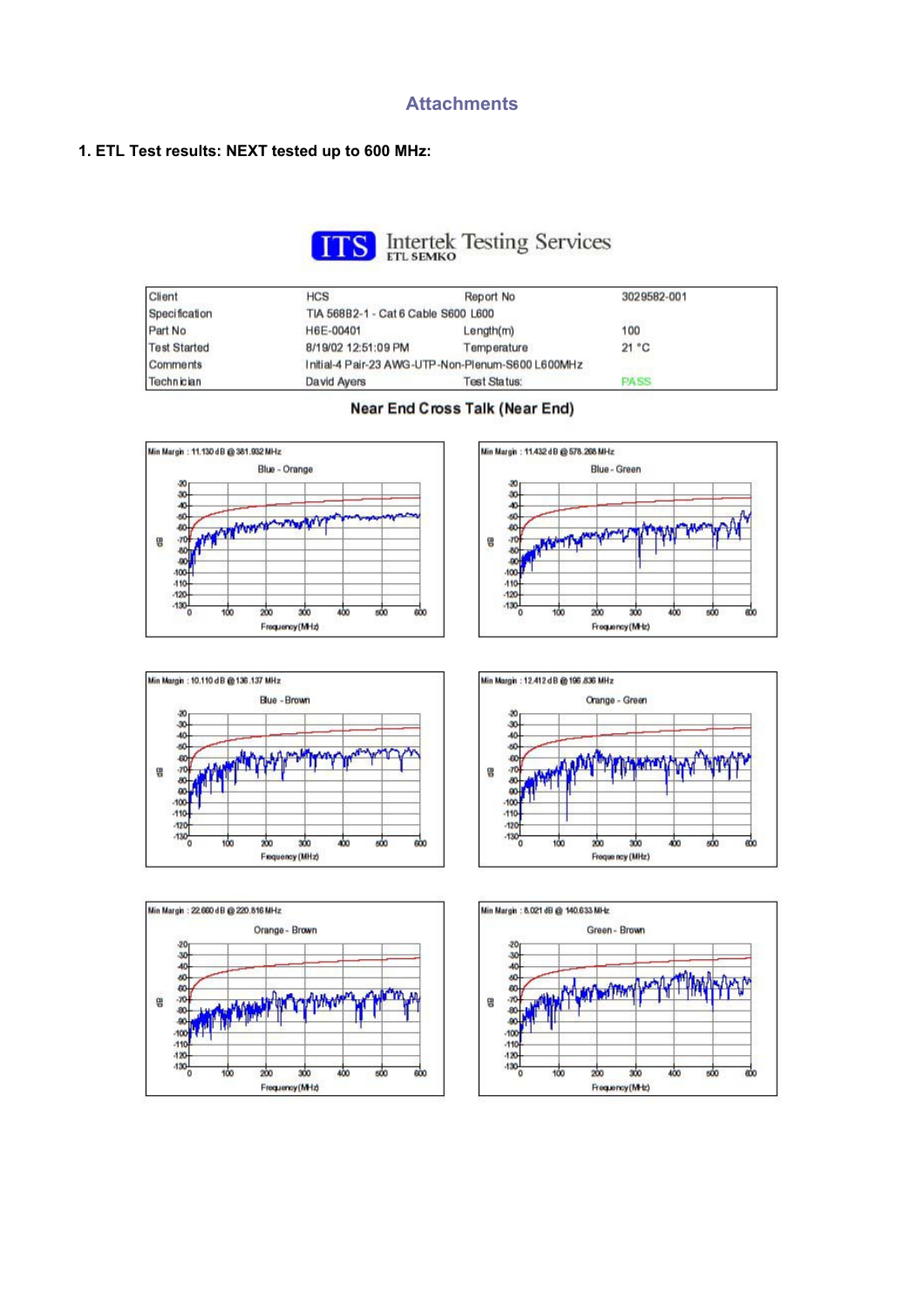# Attachments

**1. ETL Test results: NEXT tested up to 600 MHz:**

ITS Intertek Testing Services
ETL SEMKO

| Client | HCS | Report No | 3029582-001 |
|---|---|---|---|
| Specification | TIA 568B2-1 - Cat 6 Cable S600 L600 | | |
| Part No | H6E-00401 | Length(m) | 100 |
| Test Started | 8/19/02 12:51:09 PM | Temperature | 21 °C |
| Comments | Initial-4 Pair-23 AWG-UTP-Non-Plenum-S600 L600MHz | | |
| Technician | David Ayers | Test Status: | PASS |

## Near End Cross Talk (Near End)

Min Margin : 11.130 dB @ 381.932 MHz — Blue - Orange

Min Margin : 11.432 dB @ 578.268 MHz — Blue - Green

Min Margin : 10.110 dB @ 136.137 MHz — Blue - Brown

Min Margin : 12.412 dB @ 196.836 MHz — Orange - Green

Min Margin : 22.660 dB @ 220.816 MHz — Orange - Brown

Min Margin : 8.021 dB @ 140.633 MHz — Green - Brown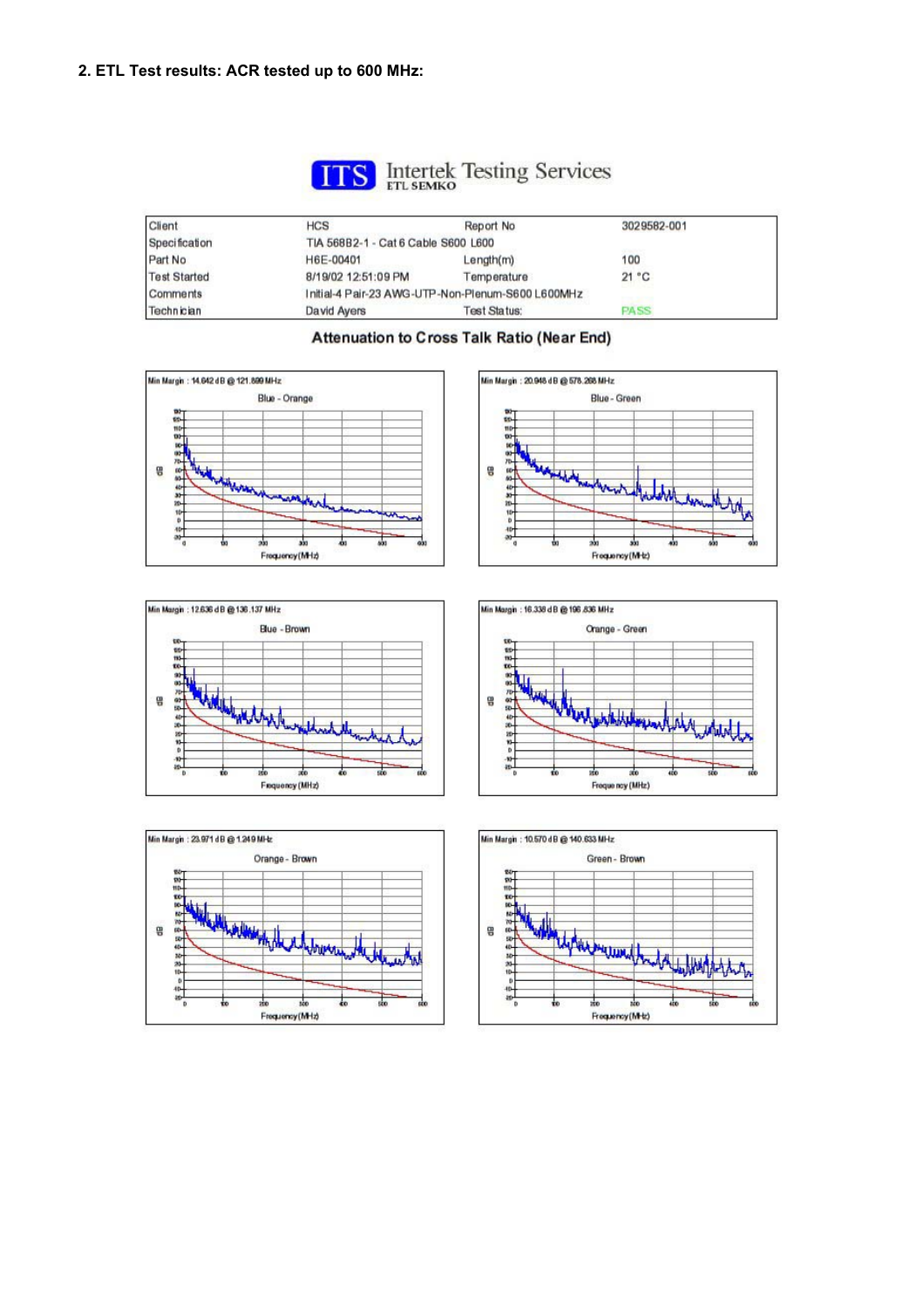**2. ETL Test results: ACR tested up to 600 MHz:**

**ITS** Intertek Testing Services
ETL SEMKO

| Client | HCS | Report No | 3029582-001 |
|---|---|---|---|
| Specification | TIA 568B2-1 - Cat 6 Cable S600 L600 | | |
| Part No | H6E-00401 | Length(m) | 100 |
| Test Started | 8/19/02 12:51:09 PM | Temperature | 21 °C |
| Comments | Initial-4 Pair-23 AWG-UTP-Non-Plenum-S600 L600MHz | | |
| Technician | David Ayers | Test Status: | PASS |

### Attenuation to Cross Talk Ratio (Near End)

Min Margin : 14.642 dB @ 121.899 MHz

Blue - Orange

Min Margin : 20.948 dB @ 578.268 MHz

Blue - Green

Min Margin : 12.636 dB @ 136.137 MHz

Blue - Brown

Min Margin : 16.338 dB @ 196.836 MHz

Orange - Green

Min Margin : 23.971 dB @ 1.249 MHz

Orange - Brown

Min Margin : 10.570 dB @ 140.633 MHz

Green - Brown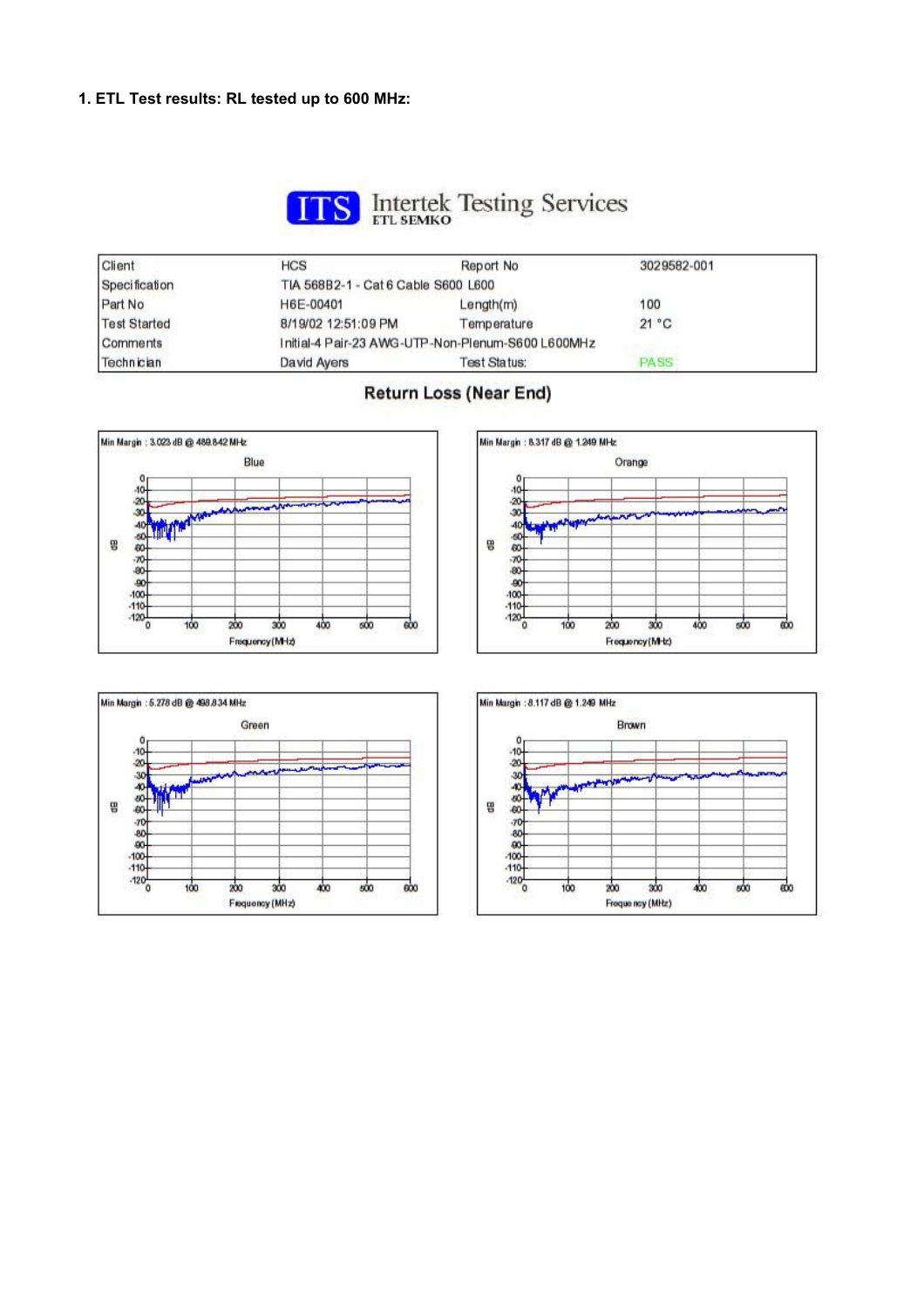**1. ETL Test results: RL tested up to 600 MHz:**

ITS Intertek Testing Services
ETL SEMKO

| | | | |
|---|---|---|---|
| Client | HCS | Report No | 3029582-001 |
| Specification | TIA 568B2-1 - Cat 6 Cable S600 L600 | | |
| Part No | H6E-00401 | Length(m) | 100 |
| Test Started | 8/19/02 12:51:09 PM | Temperature | 21 °C |
| Comments | Initial-4 Pair-23 AWG-UTP-Non-Plenum-S600 L600MHz | | |
| Technician | David Ayers | Test Status: | PASS |

## Return Loss (Near End)

Min Margin : 3.023 dB @ 489.842 MHz
Blue
dB
0
-10
-20
-30
-40
-50
-60
-70
-80
-90
-100
-110
-120
0 100 200 300 400 500 600
Frequency (MHz)

Min Margin : 8.317 dB @ 1.249 MHz
Orange
dB
0
-10
-20
-30
-40
-50
-60
-70
-80
-90
-100
-110
-120
0 100 200 300 400 500 600
Frequency (MHz)

Min Margin : 5.278 dB @ 498.834 MHz
Green
dB
0
-10
-20
-30
-40
-50
-60
-70
-80
-90
-100
-110
-120
0 100 200 300 400 500 600
Frequency (MHz)

Min Margin : 8.117 dB @ 1.249 MHz
Brown
dB
0
-10
-20
-30
-40
-50
-60
-70
-80
-90
-100
-110
-120
0 100 200 300 400 500 600
Frequency (MHz)